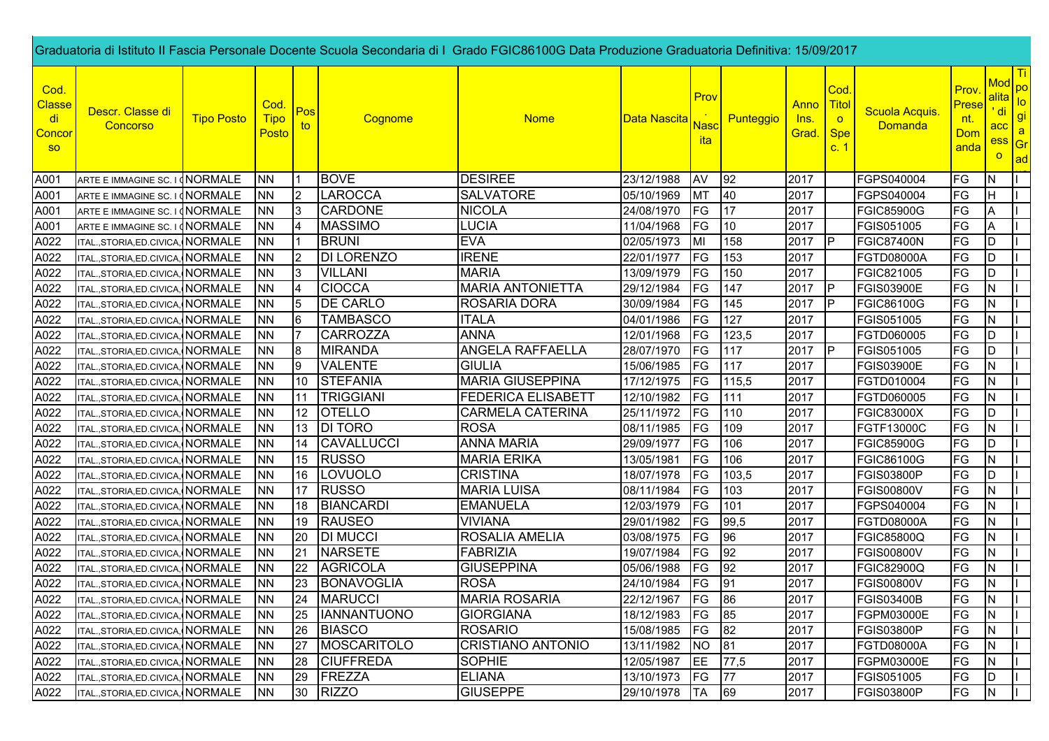Graduatoria di Istituto II Fascia Personale Docente Scuola Secondaria di I Grado FGIC86100G Data Produzione Graduatoria Definitiva: 15/09/2017

| Cod. Classe di Concorso | Descr. Classe di Concorso | Tipo Posto | Cod. Tipo Posto | Posto | Cognome | Nome | Data Nascita | Prov. Nascita | Punteggio | Anno Ins. Grad. | Cod. Titolo Spec. 1 | Scuola Acquis. Domanda | Prov. Present. Domanda | Modalita' di accesso | Tipologia Grad |
|---|---|---|---|---|---|---|---|---|---|---|---|---|---|---|---|
| A001 | ARTE E IMMAGINE SC. I G | NORMALE | NN | 1 | BOVE | DESIREE | 23/12/1988 | AV | 92 | 2017 | | FGPS040004 | FG | N | I |
| A001 | ARTE E IMMAGINE SC. I G | NORMALE | NN | 2 | LAROCCA | SALVATORE | 05/10/1969 | MT | 40 | 2017 | | FGPS040004 | FG | H | I |
| A001 | ARTE E IMMAGINE SC. I G | NORMALE | NN | 3 | CARDONE | NICOLA | 24/08/1970 | FG | 17 | 2017 | | FGIC85900G | FG | A | I |
| A001 | ARTE E IMMAGINE SC. I G | NORMALE | NN | 4 | MASSIMO | LUCIA | 11/04/1968 | FG | 10 | 2017 | | FGIS051005 | FG | A | I |
| A022 | ITAL.,STORIA,ED.CIVICA,G | NORMALE | NN | 1 | BRUNI | EVA | 02/05/1973 | MI | 158 | 2017 | P | FGIC87400N | FG | D | I |
| A022 | ITAL.,STORIA,ED.CIVICA,G | NORMALE | NN | 2 | DI LORENZO | IRENE | 22/01/1977 | FG | 153 | 2017 | | FGTD08000A | FG | D | I |
| A022 | ITAL.,STORIA,ED.CIVICA,G | NORMALE | NN | 3 | VILLANI | MARIA | 13/09/1979 | FG | 150 | 2017 | | FGIC821005 | FG | D | I |
| A022 | ITAL.,STORIA,ED.CIVICA,G | NORMALE | NN | 4 | CIOCCA | MARIA ANTONIETTA | 29/12/1984 | FG | 147 | 2017 | P | FGIS03900E | FG | N | I |
| A022 | ITAL.,STORIA,ED.CIVICA,G | NORMALE | NN | 5 | DE CARLO | ROSARIA DORA | 30/09/1984 | FG | 145 | 2017 | P | FGIC86100G | FG | N | I |
| A022 | ITAL.,STORIA,ED.CIVICA,G | NORMALE | NN | 6 | TAMBASCO | ITALA | 04/01/1986 | FG | 127 | 2017 | | FGIS051005 | FG | N | I |
| A022 | ITAL.,STORIA,ED.CIVICA,G | NORMALE | NN | 7 | CARROZZA | ANNA | 12/01/1968 | FG | 123,5 | 2017 | | FGTD060005 | FG | D | I |
| A022 | ITAL.,STORIA,ED.CIVICA,G | NORMALE | NN | 8 | MIRANDA | ANGELA RAFFAELLA | 28/07/1970 | FG | 117 | 2017 | P | FGIS051005 | FG | D | I |
| A022 | ITAL.,STORIA,ED.CIVICA,G | NORMALE | NN | 9 | VALENTE | GIULIA | 15/06/1985 | FG | 117 | 2017 | | FGIS03900E | FG | N | I |
| A022 | ITAL.,STORIA,ED.CIVICA,G | NORMALE | NN | 10 | STEFANIA | MARIA GIUSEPPINA | 17/12/1975 | FG | 115,5 | 2017 | | FGTD010004 | FG | N | I |
| A022 | ITAL.,STORIA,ED.CIVICA,G | NORMALE | NN | 11 | TRIGGIANI | FEDERICA ELISABETT | 12/10/1982 | FG | 111 | 2017 | | FGTD060005 | FG | N | I |
| A022 | ITAL.,STORIA,ED.CIVICA,G | NORMALE | NN | 12 | OTELLO | CARMELA CATERINA | 25/11/1972 | FG | 110 | 2017 | | FGIC83000X | FG | D | I |
| A022 | ITAL.,STORIA,ED.CIVICA,G | NORMALE | NN | 13 | DI TORO | ROSA | 08/11/1985 | FG | 109 | 2017 | | FGTF13000C | FG | N | I |
| A022 | ITAL.,STORIA,ED.CIVICA,G | NORMALE | NN | 14 | CAVALLUCCI | ANNA MARIA | 29/09/1977 | FG | 106 | 2017 | | FGIC85900G | FG | D | I |
| A022 | ITAL.,STORIA,ED.CIVICA,G | NORMALE | NN | 15 | RUSSO | MARIA ERIKA | 13/05/1981 | FG | 106 | 2017 | | FGIC86100G | FG | N | I |
| A022 | ITAL.,STORIA,ED.CIVICA,G | NORMALE | NN | 16 | LOVUOLO | CRISTINA | 18/07/1978 | FG | 103,5 | 2017 | | FGIS03800P | FG | D | I |
| A022 | ITAL.,STORIA,ED.CIVICA,G | NORMALE | NN | 17 | RUSSO | MARIA LUISA | 08/11/1984 | FG | 103 | 2017 | | FGIS00800V | FG | N | I |
| A022 | ITAL.,STORIA,ED.CIVICA,G | NORMALE | NN | 18 | BIANCARDI | EMANUELA | 12/03/1979 | FG | 101 | 2017 | | FGPS040004 | FG | N | I |
| A022 | ITAL.,STORIA,ED.CIVICA,G | NORMALE | NN | 19 | RAUSEO | VIVIANA | 29/01/1982 | FG | 99,5 | 2017 | | FGTD08000A | FG | N | I |
| A022 | ITAL.,STORIA,ED.CIVICA,G | NORMALE | NN | 20 | DI MUCCI | ROSALIA AMELIA | 03/08/1975 | FG | 96 | 2017 | | FGIC85800Q | FG | N | I |
| A022 | ITAL.,STORIA,ED.CIVICA,G | NORMALE | NN | 21 | NARSETE | FABRIZIA | 19/07/1984 | FG | 92 | 2017 | | FGIS00800V | FG | N | I |
| A022 | ITAL.,STORIA,ED.CIVICA,G | NORMALE | NN | 22 | AGRICOLA | GIUSEPPINA | 05/06/1988 | FG | 92 | 2017 | | FGIC82900Q | FG | N | I |
| A022 | ITAL.,STORIA,ED.CIVICA,G | NORMALE | NN | 23 | BONAVOGLIA | ROSA | 24/10/1984 | FG | 91 | 2017 | | FGIS00800V | FG | N | I |
| A022 | ITAL.,STORIA,ED.CIVICA,G | NORMALE | NN | 24 | MARUCCI | MARIA ROSARIA | 22/12/1967 | FG | 86 | 2017 | | FGIS03400B | FG | N | I |
| A022 | ITAL.,STORIA,ED.CIVICA,G | NORMALE | NN | 25 | IANNANTUONO | GIORGIANA | 18/12/1983 | FG | 85 | 2017 | | FGPM03000E | FG | N | I |
| A022 | ITAL.,STORIA,ED.CIVICA,G | NORMALE | NN | 26 | BIASCO | ROSARIO | 15/08/1985 | FG | 82 | 2017 | | FGIS03800P | FG | N | I |
| A022 | ITAL.,STORIA,ED.CIVICA,G | NORMALE | NN | 27 | MOSCARITOLO | CRISTIANO ANTONIO | 13/11/1982 | NO | 81 | 2017 | | FGTD08000A | FG | N | I |
| A022 | ITAL.,STORIA,ED.CIVICA,G | NORMALE | NN | 28 | CIUFFREDA | SOPHIE | 12/05/1987 | EE | 77,5 | 2017 | | FGPM03000E | FG | N | I |
| A022 | ITAL.,STORIA,ED.CIVICA,G | NORMALE | NN | 29 | FREZZA | ELIANA | 13/10/1973 | FG | 77 | 2017 | | FGIS051005 | FG | D | I |
| A022 | ITAL.,STORIA,ED.CIVICA,G | NORMALE | NN | 30 | RIZZO | GIUSEPPE | 29/10/1978 | TA | 69 | 2017 | | FGIS03800P | FG | N | I |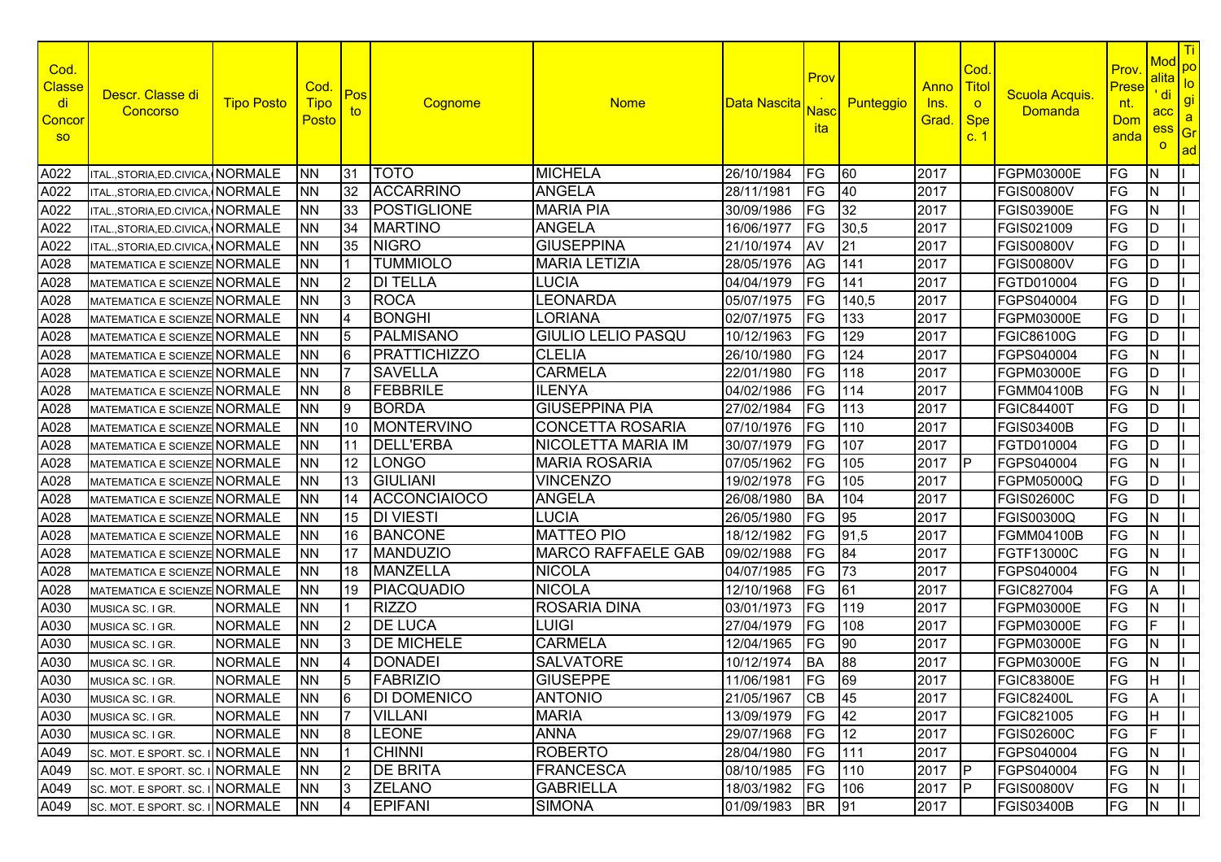| Cod. Classe di Concorso | Descr. Classe di Concorso | Tipo Posto | Cod. Tipo Posto | Posto | Cognome | Nome | Data Nascita | Prov. Nascita | Punteggio | Anno Ins. Grad. | Cod. Titolo Spec. 1 | Scuola Acquis. Domanda | Prov. Present. Domanda | Modalita' di accesso | Tipologia Grad |
|---|---|---|---|---|---|---|---|---|---|---|---|---|---|---|---|
| A022 | ITAL.,STORIA,ED.CIVICA,( | NORMALE | NN | 31 | TOTO | MICHELA | 26/10/1984 | FG | 60 | 2017 | | FGPM03000E | FG | N | I |
| A022 | ITAL.,STORIA,ED.CIVICA,( | NORMALE | NN | 32 | ACCARRINO | ANGELA | 28/11/1981 | FG | 40 | 2017 | | FGIS00800V | FG | N | I |
| A022 | ITAL.,STORIA,ED.CIVICA,( | NORMALE | NN | 33 | POSTIGLIONE | MARIA PIA | 30/09/1986 | FG | 32 | 2017 | | FGIS03900E | FG | N | I |
| A022 | ITAL.,STORIA,ED.CIVICA,( | NORMALE | NN | 34 | MARTINO | ANGELA | 16/06/1977 | FG | 30,5 | 2017 | | FGIS021009 | FG | D | I |
| A022 | ITAL.,STORIA,ED.CIVICA,( | NORMALE | NN | 35 | NIGRO | GIUSEPPINA | 21/10/1974 | AV | 21 | 2017 | | FGIS00800V | FG | D | I |
| A028 | MATEMATICA E SCIENZE | NORMALE | NN | 1 | TUMMIOLO | MARIA LETIZIA | 28/05/1976 | AG | 141 | 2017 | | FGIS00800V | FG | D | I |
| A028 | MATEMATICA E SCIENZE | NORMALE | NN | 2 | DI TELLA | LUCIA | 04/04/1979 | FG | 141 | 2017 | | FGTD010004 | FG | D | I |
| A028 | MATEMATICA E SCIENZE | NORMALE | NN | 3 | ROCA | LEONARDA | 05/07/1975 | FG | 140,5 | 2017 | | FGPS040004 | FG | D | I |
| A028 | MATEMATICA E SCIENZE | NORMALE | NN | 4 | BONGHI | LORIANA | 02/07/1975 | FG | 133 | 2017 | | FGPM03000E | FG | D | I |
| A028 | MATEMATICA E SCIENZE | NORMALE | NN | 5 | PALMISANO | GIULIO LELIO PASQU | 10/12/1963 | FG | 129 | 2017 | | FGIC86100G | FG | D | I |
| A028 | MATEMATICA E SCIENZE | NORMALE | NN | 6 | PRATTICHIZZO | CLELIA | 26/10/1980 | FG | 124 | 2017 | | FGPS040004 | FG | N | I |
| A028 | MATEMATICA E SCIENZE | NORMALE | NN | 7 | SAVELLA | CARMELA | 22/01/1980 | FG | 118 | 2017 | | FGPM03000E | FG | D | I |
| A028 | MATEMATICA E SCIENZE | NORMALE | NN | 8 | FEBBRILE | ILENYA | 04/02/1986 | FG | 114 | 2017 | | FGMM04100B | FG | N | I |
| A028 | MATEMATICA E SCIENZE | NORMALE | NN | 9 | BORDA | GIUSEPPINA PIA | 27/02/1984 | FG | 113 | 2017 | | FGIC84400T | FG | D | I |
| A028 | MATEMATICA E SCIENZE | NORMALE | NN | 10 | MONTERVINO | CONCETTA ROSARIA | 07/10/1976 | FG | 110 | 2017 | | FGIS03400B | FG | D | I |
| A028 | MATEMATICA E SCIENZE | NORMALE | NN | 11 | DELL'ERBA | NICOLETTA MARIA IM | 30/07/1979 | FG | 107 | 2017 | | FGTD010004 | FG | D | I |
| A028 | MATEMATICA E SCIENZE | NORMALE | NN | 12 | LONGO | MARIA ROSARIA | 07/05/1962 | FG | 105 | 2017 | P | FGPS040004 | FG | N | I |
| A028 | MATEMATICA E SCIENZE | NORMALE | NN | 13 | GIULIANI | VINCENZO | 19/02/1978 | FG | 105 | 2017 | | FGPM05000Q | FG | D | I |
| A028 | MATEMATICA E SCIENZE | NORMALE | NN | 14 | ACCONCIAIOCO | ANGELA | 26/08/1980 | BA | 104 | 2017 | | FGIS02600C | FG | D | I |
| A028 | MATEMATICA E SCIENZE | NORMALE | NN | 15 | DI VIESTI | LUCIA | 26/05/1980 | FG | 95 | 2017 | | FGIS00300Q | FG | N | I |
| A028 | MATEMATICA E SCIENZE | NORMALE | NN | 16 | BANCONE | MATTEO PIO | 18/12/1982 | FG | 91,5 | 2017 | | FGMM04100B | FG | N | I |
| A028 | MATEMATICA E SCIENZE | NORMALE | NN | 17 | MANDUZIO | MARCO RAFFAELE GAB | 09/02/1988 | FG | 84 | 2017 | | FGTF13000C | FG | N | I |
| A028 | MATEMATICA E SCIENZE | NORMALE | NN | 18 | MANZELLA | NICOLA | 04/07/1985 | FG | 73 | 2017 | | FGPS040004 | FG | N | I |
| A028 | MATEMATICA E SCIENZE | NORMALE | NN | 19 | PIACQUADIO | NICOLA | 12/10/1968 | FG | 61 | 2017 | | FGIC827004 | FG | A | I |
| A030 | MUSICA SC. I GR. | NORMALE | NN | 1 | RIZZO | ROSARIA DINA | 03/01/1973 | FG | 119 | 2017 | | FGPM03000E | FG | N | I |
| A030 | MUSICA SC. I GR. | NORMALE | NN | 2 | DE LUCA | LUIGI | 27/04/1979 | FG | 108 | 2017 | | FGPM03000E | FG | F | I |
| A030 | MUSICA SC. I GR. | NORMALE | NN | 3 | DE MICHELE | CARMELA | 12/04/1965 | FG | 90 | 2017 | | FGPM03000E | FG | N | I |
| A030 | MUSICA SC. I GR. | NORMALE | NN | 4 | DONADEI | SALVATORE | 10/12/1974 | BA | 88 | 2017 | | FGPM03000E | FG | N | I |
| A030 | MUSICA SC. I GR. | NORMALE | NN | 5 | FABRIZIO | GIUSEPPE | 11/06/1981 | FG | 69 | 2017 | | FGIC83800E | FG | H | I |
| A030 | MUSICA SC. I GR. | NORMALE | NN | 6 | DI DOMENICO | ANTONIO | 21/05/1967 | CB | 45 | 2017 | | FGIC82400L | FG | A | I |
| A030 | MUSICA SC. I GR. | NORMALE | NN | 7 | VILLANI | MARIA | 13/09/1979 | FG | 42 | 2017 | | FGIC821005 | FG | H | I |
| A030 | MUSICA SC. I GR. | NORMALE | NN | 8 | LEONE | ANNA | 29/07/1968 | FG | 12 | 2017 | | FGIS02600C | FG | F | I |
| A049 | SC. MOT. E SPORT. SC. I | NORMALE | NN | 1 | CHINNI | ROBERTO | 28/04/1980 | FG | 111 | 2017 | | FGPS040004 | FG | N | I |
| A049 | SC. MOT. E SPORT. SC. I | NORMALE | NN | 2 | DE BRITA | FRANCESCA | 08/10/1985 | FG | 110 | 2017 | P | FGPS040004 | FG | N | I |
| A049 | SC. MOT. E SPORT. SC. I | NORMALE | NN | 3 | ZELANO | GABRIELLA | 18/03/1982 | FG | 106 | 2017 | P | FGIS00800V | FG | N | I |
| A049 | SC. MOT. E SPORT. SC. I | NORMALE | NN | 4 | EPIFANI | SIMONA | 01/09/1983 | BR | 91 | 2017 | | FGIS03400B | FG | N | I |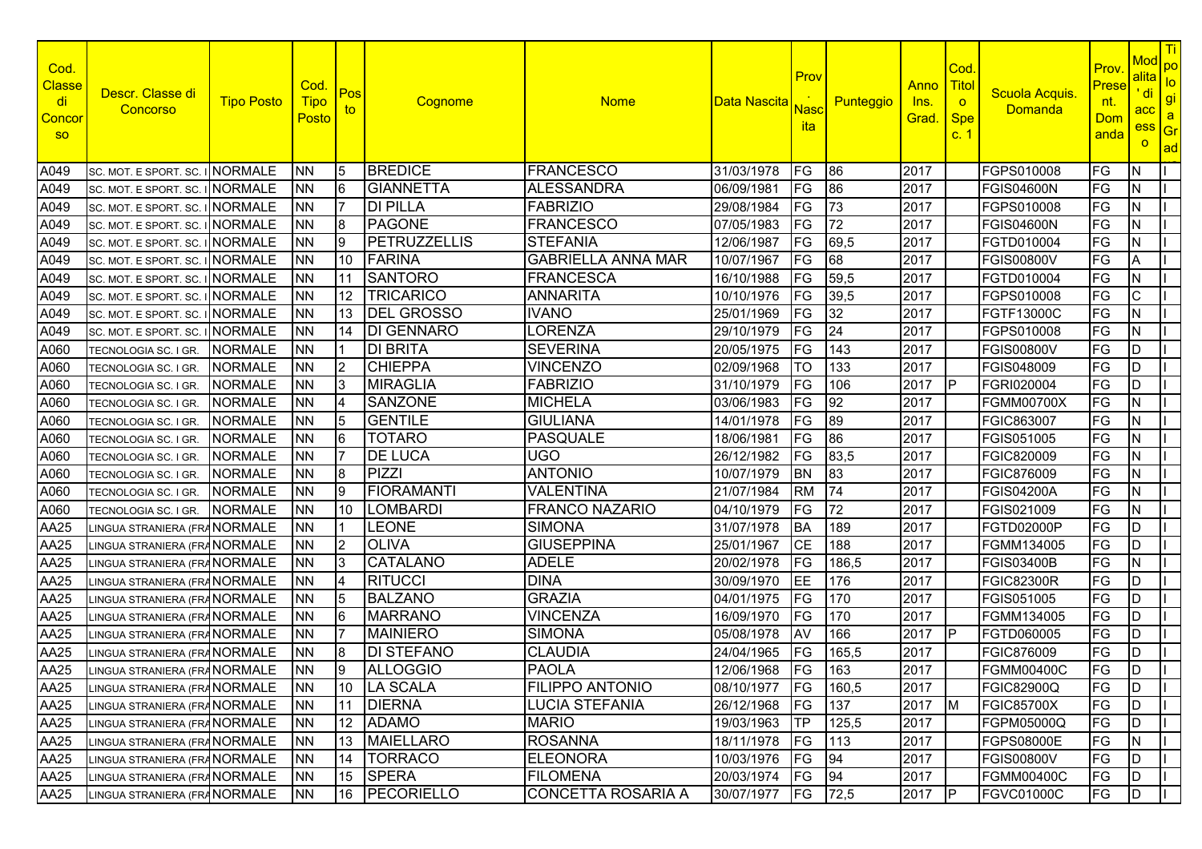| Cod. Classe di Concorso | Descr. Classe di Concorso | Tipo Posto | Cod. Tipo Posto | Posto | Cognome | Nome | Data Nascita | Prov. Nascita | Punteggio | Anno Ins. Grad. | Cod. Titolo Spec. 1 | Scuola Acquis. Domanda | Prov. Presentazione Domanda | Modalita' di accesso | Tipologia Grad |
|---|---|---|---|---|---|---|---|---|---|---|---|---|---|---|---|
| A049 | SC. MOT. E SPORT. SC. I | NORMALE | NN | 5 | BREDICE | FRANCESCO | 31/03/1978 | FG | 86 | 2017 | | FGPS010008 | FG | N | I |
| A049 | SC. MOT. E SPORT. SC. I | NORMALE | NN | 6 | GIANNETTA | ALESSANDRA | 06/09/1981 | FG | 86 | 2017 | | FGIS04600N | FG | N | I |
| A049 | SC. MOT. E SPORT. SC. I | NORMALE | NN | 7 | DI PILLA | FABRIZIO | 29/08/1984 | FG | 73 | 2017 | | FGPS010008 | FG | N | I |
| A049 | SC. MOT. E SPORT. SC. I | NORMALE | NN | 8 | PAGONE | FRANCESCO | 07/05/1983 | FG | 72 | 2017 | | FGIS04600N | FG | N | I |
| A049 | SC. MOT. E SPORT. SC. I | NORMALE | NN | 9 | PETRUZZELLIS | STEFANIA | 12/06/1987 | FG | 69,5 | 2017 | | FGTD010004 | FG | N | I |
| A049 | SC. MOT. E SPORT. SC. I | NORMALE | NN | 10 | FARINA | GABRIELLA ANNA MAR | 10/07/1967 | FG | 68 | 2017 | | FGIS00800V | FG | A | I |
| A049 | SC. MOT. E SPORT. SC. I | NORMALE | NN | 11 | SANTORO | FRANCESCA | 16/10/1988 | FG | 59,5 | 2017 | | FGTD010004 | FG | N | I |
| A049 | SC. MOT. E SPORT. SC. I | NORMALE | NN | 12 | TRICARICO | ANNARITA | 10/10/1976 | FG | 39,5 | 2017 | | FGPS010008 | FG | C | I |
| A049 | SC. MOT. E SPORT. SC. I | NORMALE | NN | 13 | DEL GROSSO | IVANO | 25/01/1969 | FG | 32 | 2017 | | FGTF13000C | FG | N | I |
| A049 | SC. MOT. E SPORT. SC. I | NORMALE | NN | 14 | DI GENNARO | LORENZA | 29/10/1979 | FG | 24 | 2017 | | FGPS010008 | FG | N | I |
| A060 | TECNOLOGIA SC. I GR. | NORMALE | NN | 1 | DI BRITA | SEVERINA | 20/05/1975 | FG | 143 | 2017 | | FGIS00800V | FG | D | I |
| A060 | TECNOLOGIA SC. I GR. | NORMALE | NN | 2 | CHIEPPA | VINCENZO | 02/09/1968 | TO | 133 | 2017 | | FGIS048009 | FG | D | I |
| A060 | TECNOLOGIA SC. I GR. | NORMALE | NN | 3 | MIRAGLIA | FABRIZIO | 31/10/1979 | FG | 106 | 2017 | P | FGRI020004 | FG | D | I |
| A060 | TECNOLOGIA SC. I GR. | NORMALE | NN | 4 | SANZONE | MICHELA | 03/06/1983 | FG | 92 | 2017 | | FGMM00700X | FG | N | I |
| A060 | TECNOLOGIA SC. I GR. | NORMALE | NN | 5 | GENTILE | GIULIANA | 14/01/1978 | FG | 89 | 2017 | | FGIC863007 | FG | N | I |
| A060 | TECNOLOGIA SC. I GR. | NORMALE | NN | 6 | TOTARO | PASQUALE | 18/06/1981 | FG | 86 | 2017 | | FGIS051005 | FG | N | I |
| A060 | TECNOLOGIA SC. I GR. | NORMALE | NN | 7 | DE LUCA | UGO | 26/12/1982 | FG | 83,5 | 2017 | | FGIC820009 | FG | N | I |
| A060 | TECNOLOGIA SC. I GR. | NORMALE | NN | 8 | PIZZI | ANTONIO | 10/07/1979 | BN | 83 | 2017 | | FGIC876009 | FG | N | I |
| A060 | TECNOLOGIA SC. I GR. | NORMALE | NN | 9 | FIORAMANTI | VALENTINA | 21/07/1984 | RM | 74 | 2017 | | FGIS04200A | FG | N | I |
| A060 | TECNOLOGIA SC. I GR. | NORMALE | NN | 10 | LOMBARDI | FRANCO NAZARIO | 04/10/1979 | FG | 72 | 2017 | | FGIS021009 | FG | N | I |
| AA25 | LINGUA STRANIERA (FRA | NORMALE | NN | 1 | LEONE | SIMONA | 31/07/1978 | BA | 189 | 2017 | | FGTD02000P | FG | D | I |
| AA25 | LINGUA STRANIERA (FRA | NORMALE | NN | 2 | OLIVA | GIUSEPPINA | 25/01/1967 | CE | 188 | 2017 | | FGMM134005 | FG | D | I |
| AA25 | LINGUA STRANIERA (FRA | NORMALE | NN | 3 | CATALANO | ADELE | 20/02/1978 | FG | 186,5 | 2017 | | FGIS03400B | FG | N | I |
| AA25 | LINGUA STRANIERA (FRA | NORMALE | NN | 4 | RITUCCI | DINA | 30/09/1970 | EE | 176 | 2017 | | FGIC82300R | FG | D | I |
| AA25 | LINGUA STRANIERA (FRA | NORMALE | NN | 5 | BALZANO | GRAZIA | 04/01/1975 | FG | 170 | 2017 | | FGIS051005 | FG | D | I |
| AA25 | LINGUA STRANIERA (FRA | NORMALE | NN | 6 | MARRANO | VINCENZA | 16/09/1970 | FG | 170 | 2017 | | FGMM134005 | FG | D | I |
| AA25 | LINGUA STRANIERA (FRA | NORMALE | NN | 7 | MAINIERO | SIMONA | 05/08/1978 | AV | 166 | 2017 | P | FGTD060005 | FG | D | I |
| AA25 | LINGUA STRANIERA (FRA | NORMALE | NN | 8 | DI STEFANO | CLAUDIA | 24/04/1965 | FG | 165,5 | 2017 | | FGIC876009 | FG | D | I |
| AA25 | LINGUA STRANIERA (FRA | NORMALE | NN | 9 | ALLOGGIO | PAOLA | 12/06/1968 | FG | 163 | 2017 | | FGMM00400C | FG | D | I |
| AA25 | LINGUA STRANIERA (FRA | NORMALE | NN | 10 | LA SCALA | FILIPPO ANTONIO | 08/10/1977 | FG | 160,5 | 2017 | | FGIC82900Q | FG | D | I |
| AA25 | LINGUA STRANIERA (FRA | NORMALE | NN | 11 | DIERNA | LUCIA STEFANIA | 26/12/1968 | FG | 137 | 2017 | M | FGIC85700X | FG | D | I |
| AA25 | LINGUA STRANIERA (FRA | NORMALE | NN | 12 | ADAMO | MARIO | 19/03/1963 | TP | 125,5 | 2017 | | FGPM05000Q | FG | D | I |
| AA25 | LINGUA STRANIERA (FRA | NORMALE | NN | 13 | MAIELLARO | ROSANNA | 18/11/1978 | FG | 113 | 2017 | | FGPS08000E | FG | N | I |
| AA25 | LINGUA STRANIERA (FRA | NORMALE | NN | 14 | TORRACO | ELEONORA | 10/03/1976 | FG | 94 | 2017 | | FGIS00800V | FG | D | I |
| AA25 | LINGUA STRANIERA (FRA | NORMALE | NN | 15 | SPERA | FILOMENA | 20/03/1974 | FG | 94 | 2017 | | FGMM00400C | FG | D | I |
| AA25 | LINGUA STRANIERA (FRA | NORMALE | NN | 16 | PECORIELLO | CONCETTA ROSARIA A | 30/07/1977 | FG | 72,5 | 2017 | P | FGVC01000C | FG | D | I |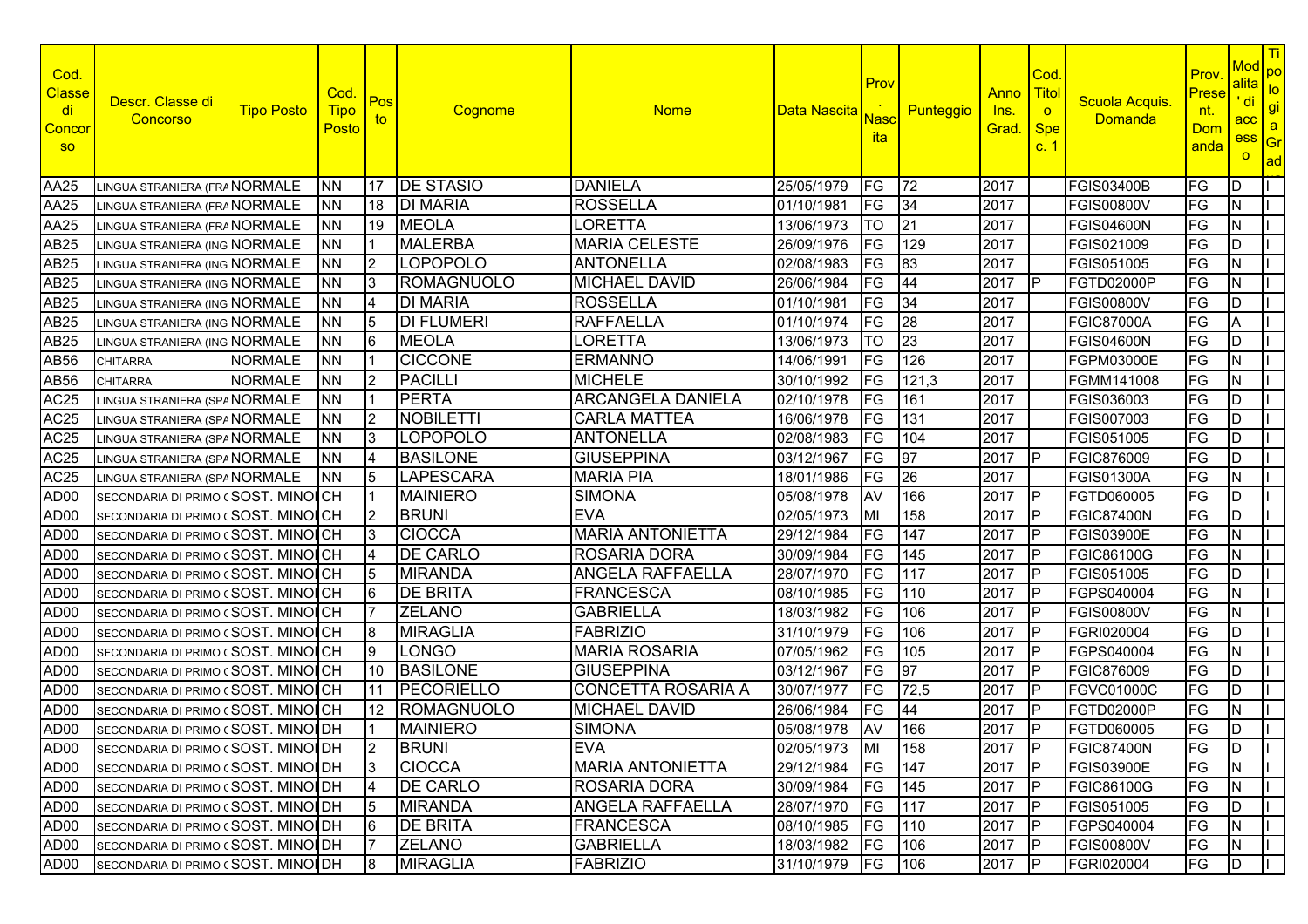| Cod. Classe di Concorso | Descr. Classe di Concorso | Tipo Posto | Cod. Tipo Posto | Posto | Cognome | Nome | Data Nascita | Prov. Nascita | Punteggio | Anno Ins. Grad. | Cod. Titolo Spec. 1 | Scuola Acquis. Domanda | Prov. Present. Domanda | Modalita' di accesso | Tipologia Grad |
|---|---|---|---|---|---|---|---|---|---|---|---|---|---|---|---|
| AA25 | LINGUA STRANIERA (FRA | NORMALE | NN | 17 | DE STASIO | DANIELA | 25/05/1979 | FG | 72 | 2017 | | FGIS03400B | FG | D | I |
| AA25 | LINGUA STRANIERA (FRA | NORMALE | NN | 18 | DI MARIA | ROSSELLA | 01/10/1981 | FG | 34 | 2017 | | FGIS00800V | FG | N | I |
| AA25 | LINGUA STRANIERA (FRA | NORMALE | NN | 19 | MEOLA | LORETTA | 13/06/1973 | TO | 21 | 2017 | | FGIS04600N | FG | N | I |
| AB25 | LINGUA STRANIERA (ING | NORMALE | NN | 1 | MALERBA | MARIA CELESTE | 26/09/1976 | FG | 129 | 2017 | | FGIS021009 | FG | D | I |
| AB25 | LINGUA STRANIERA (ING | NORMALE | NN | 2 | LOPOPOLO | ANTONELLA | 02/08/1983 | FG | 83 | 2017 | | FGIS051005 | FG | N | I |
| AB25 | LINGUA STRANIERA (ING | NORMALE | NN | 3 | ROMAGNUOLO | MICHAEL DAVID | 26/06/1984 | FG | 44 | 2017 | P | FGTD02000P | FG | N | I |
| AB25 | LINGUA STRANIERA (ING | NORMALE | NN | 4 | DI MARIA | ROSSELLA | 01/10/1981 | FG | 34 | 2017 | | FGIS00800V | FG | D | I |
| AB25 | LINGUA STRANIERA (ING | NORMALE | NN | 5 | DI FLUMERI | RAFFAELLA | 01/10/1974 | FG | 28 | 2017 | | FGIC87000A | FG | A | I |
| AB25 | LINGUA STRANIERA (ING | NORMALE | NN | 6 | MEOLA | LORETTA | 13/06/1973 | TO | 23 | 2017 | | FGIS04600N | FG | D | I |
| AB56 | CHITARRA | NORMALE | NN | 1 | CICCONE | ERMANNO | 14/06/1991 | FG | 126 | 2017 | | FGPM03000E | FG | N | I |
| AB56 | CHITARRA | NORMALE | NN | 2 | PACILLI | MICHELE | 30/10/1992 | FG | 121,3 | 2017 | | FGMM141008 | FG | N | I |
| AC25 | LINGUA STRANIERA (SPA | NORMALE | NN | 1 | PERTA | ARCANGELA DANIELA | 02/10/1978 | FG | 161 | 2017 | | FGIS036003 | FG | D | I |
| AC25 | LINGUA STRANIERA (SPA | NORMALE | NN | 2 | NOBILETTI | CARLA MATTEA | 16/06/1978 | FG | 131 | 2017 | | FGIS007003 | FG | D | I |
| AC25 | LINGUA STRANIERA (SPA | NORMALE | NN | 3 | LOPOPOLO | ANTONELLA | 02/08/1983 | FG | 104 | 2017 | | FGIS051005 | FG | D | I |
| AC25 | LINGUA STRANIERA (SPA | NORMALE | NN | 4 | BASILONE | GIUSEPPINA | 03/12/1967 | FG | 97 | 2017 | P | FGIC876009 | FG | D | I |
| AC25 | LINGUA STRANIERA (SPA | NORMALE | NN | 5 | LAPESCARA | MARIA PIA | 18/01/1986 | FG | 26 | 2017 | | FGIS01300A | FG | N | I |
| AD00 | SECONDARIA DI PRIMO G | SOST. MINO | CH | 1 | MAINIERO | SIMONA | 05/08/1978 | AV | 166 | 2017 | P | FGTD060005 | FG | D | I |
| AD00 | SECONDARIA DI PRIMO G | SOST. MINO | CH | 2 | BRUNI | EVA | 02/05/1973 | MI | 158 | 2017 | P | FGIC87400N | FG | D | I |
| AD00 | SECONDARIA DI PRIMO G | SOST. MINO | CH | 3 | CIOCCA | MARIA ANTONIETTA | 29/12/1984 | FG | 147 | 2017 | P | FGIS03900E | FG | N | I |
| AD00 | SECONDARIA DI PRIMO G | SOST. MINO | CH | 4 | DE CARLO | ROSARIA DORA | 30/09/1984 | FG | 145 | 2017 | P | FGIC86100G | FG | N | I |
| AD00 | SECONDARIA DI PRIMO G | SOST. MINO | CH | 5 | MIRANDA | ANGELA RAFFAELLA | 28/07/1970 | FG | 117 | 2017 | P | FGIS051005 | FG | D | I |
| AD00 | SECONDARIA DI PRIMO G | SOST. MINO | CH | 6 | DE BRITA | FRANCESCA | 08/10/1985 | FG | 110 | 2017 | P | FGPS040004 | FG | N | I |
| AD00 | SECONDARIA DI PRIMO G | SOST. MINO | CH | 7 | ZELANO | GABRIELLA | 18/03/1982 | FG | 106 | 2017 | P | FGIS00800V | FG | N | I |
| AD00 | SECONDARIA DI PRIMO G | SOST. MINO | CH | 8 | MIRAGLIA | FABRIZIO | 31/10/1979 | FG | 106 | 2017 | P | FGRI020004 | FG | D | I |
| AD00 | SECONDARIA DI PRIMO G | SOST. MINO | CH | 9 | LONGO | MARIA ROSARIA | 07/05/1962 | FG | 105 | 2017 | P | FGPS040004 | FG | N | I |
| AD00 | SECONDARIA DI PRIMO G | SOST. MINO | CH | 10 | BASILONE | GIUSEPPINA | 03/12/1967 | FG | 97 | 2017 | P | FGIC876009 | FG | D | I |
| AD00 | SECONDARIA DI PRIMO G | SOST. MINO | CH | 11 | PECORIELLO | CONCETTA ROSARIA A | 30/07/1977 | FG | 72,5 | 2017 | P | FGVC01000C | FG | D | I |
| AD00 | SECONDARIA DI PRIMO G | SOST. MINO | CH | 12 | ROMAGNUOLO | MICHAEL DAVID | 26/06/1984 | FG | 44 | 2017 | P | FGTD02000P | FG | N | I |
| AD00 | SECONDARIA DI PRIMO G | SOST. MINO | DH | 1 | MAINIERO | SIMONA | 05/08/1978 | AV | 166 | 2017 | P | FGTD060005 | FG | D | I |
| AD00 | SECONDARIA DI PRIMO G | SOST. MINO | DH | 2 | BRUNI | EVA | 02/05/1973 | MI | 158 | 2017 | P | FGIC87400N | FG | D | I |
| AD00 | SECONDARIA DI PRIMO G | SOST. MINO | DH | 3 | CIOCCA | MARIA ANTONIETTA | 29/12/1984 | FG | 147 | 2017 | P | FGIS03900E | FG | N | I |
| AD00 | SECONDARIA DI PRIMO G | SOST. MINO | DH | 4 | DE CARLO | ROSARIA DORA | 30/09/1984 | FG | 145 | 2017 | P | FGIC86100G | FG | N | I |
| AD00 | SECONDARIA DI PRIMO G | SOST. MINO | DH | 5 | MIRANDA | ANGELA RAFFAELLA | 28/07/1970 | FG | 117 | 2017 | P | FGIS051005 | FG | D | I |
| AD00 | SECONDARIA DI PRIMO G | SOST. MINO | DH | 6 | DE BRITA | FRANCESCA | 08/10/1985 | FG | 110 | 2017 | P | FGPS040004 | FG | N | I |
| AD00 | SECONDARIA DI PRIMO G | SOST. MINO | DH | 7 | ZELANO | GABRIELLA | 18/03/1982 | FG | 106 | 2017 | P | FGIS00800V | FG | N | I |
| AD00 | SECONDARIA DI PRIMO G | SOST. MINO | DH | 8 | MIRAGLIA | FABRIZIO | 31/10/1979 | FG | 106 | 2017 | P | FGRI020004 | FG | D | I |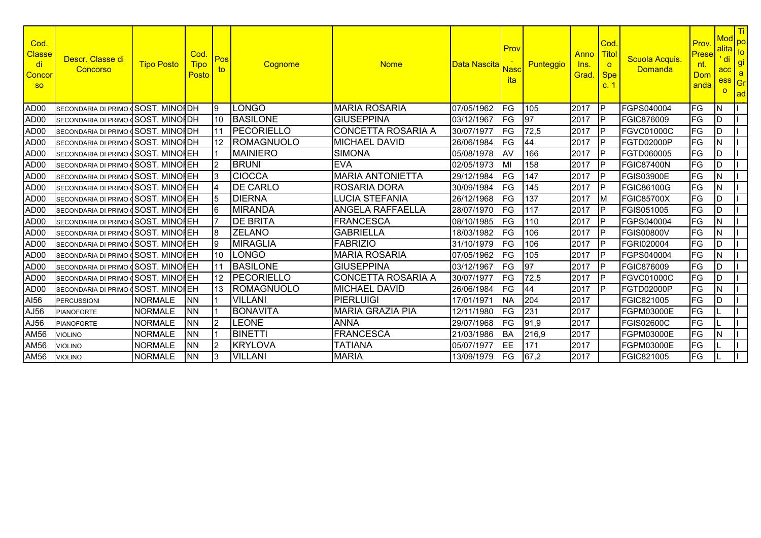| Cod. Classe di Concorso | Descr. Classe di Concorso | Tipo Posto | Cod. Tipo Posto | Posto | Cognome | Nome | Data Nascita | Prov. Nascita | Punteggio | Anno Ins. Grad. | Cod. Titolo Spec. 1 | Scuola Acquis. Domanda | Prov. Present. Domanda | Modalita' di accesso | Tipologia Grad |
|---|---|---|---|---|---|---|---|---|---|---|---|---|---|---|---|
| AD00 | SECONDARIA DI PRIMO ( | SOST. MINOI | DH | 9 | LONGO | MARIA ROSARIA | 07/05/1962 | FG | 105 | 2017 | P | FGPS040004 | FG | N | I |
| AD00 | SECONDARIA DI PRIMO ( | SOST. MINOI | DH | 10 | BASILONE | GIUSEPPINA | 03/12/1967 | FG | 97 | 2017 | P | FGIC876009 | FG | D | I |
| AD00 | SECONDARIA DI PRIMO ( | SOST. MINOI | DH | 11 | PECORIELLO | CONCETTA ROSARIA A | 30/07/1977 | FG | 72,5 | 2017 | P | FGVC01000C | FG | D | I |
| AD00 | SECONDARIA DI PRIMO ( | SOST. MINOI | DH | 12 | ROMAGNUOLO | MICHAEL DAVID | 26/06/1984 | FG | 44 | 2017 | P | FGTD02000P | FG | N | I |
| AD00 | SECONDARIA DI PRIMO ( | SOST. MINOI | EH | 1 | MAINIERO | SIMONA | 05/08/1978 | AV | 166 | 2017 | P | FGTD060005 | FG | D | I |
| AD00 | SECONDARIA DI PRIMO ( | SOST. MINOI | EH | 2 | BRUNI | EVA | 02/05/1973 | MI | 158 | 2017 | P | FGIC87400N | FG | D | I |
| AD00 | SECONDARIA DI PRIMO ( | SOST. MINOI | EH | 3 | CIOCCA | MARIA ANTONIETTA | 29/12/1984 | FG | 147 | 2017 | P | FGIS03900E | FG | N | I |
| AD00 | SECONDARIA DI PRIMO ( | SOST. MINOI | EH | 4 | DE CARLO | ROSARIA DORA | 30/09/1984 | FG | 145 | 2017 | P | FGIC86100G | FG | N | I |
| AD00 | SECONDARIA DI PRIMO ( | SOST. MINOI | EH | 5 | DIERNA | LUCIA STEFANIA | 26/12/1968 | FG | 137 | 2017 | M | FGIC85700X | FG | D | I |
| AD00 | SECONDARIA DI PRIMO ( | SOST. MINOI | EH | 6 | MIRANDA | ANGELA RAFFAELLA | 28/07/1970 | FG | 117 | 2017 | P | FGIS051005 | FG | D | I |
| AD00 | SECONDARIA DI PRIMO ( | SOST. MINOI | EH | 7 | DE BRITA | FRANCESCA | 08/10/1985 | FG | 110 | 2017 | P | FGPS040004 | FG | N | I |
| AD00 | SECONDARIA DI PRIMO ( | SOST. MINOI | EH | 8 | ZELANO | GABRIELLA | 18/03/1982 | FG | 106 | 2017 | P | FGIS00800V | FG | N | I |
| AD00 | SECONDARIA DI PRIMO ( | SOST. MINOI | EH | 9 | MIRAGLIA | FABRIZIO | 31/10/1979 | FG | 106 | 2017 | P | FGRI020004 | FG | D | I |
| AD00 | SECONDARIA DI PRIMO ( | SOST. MINOI | EH | 10 | LONGO | MARIA ROSARIA | 07/05/1962 | FG | 105 | 2017 | P | FGPS040004 | FG | N | I |
| AD00 | SECONDARIA DI PRIMO ( | SOST. MINOI | EH | 11 | BASILONE | GIUSEPPINA | 03/12/1967 | FG | 97 | 2017 | P | FGIC876009 | FG | D | I |
| AD00 | SECONDARIA DI PRIMO ( | SOST. MINOI | EH | 12 | PECORIELLO | CONCETTA ROSARIA A | 30/07/1977 | FG | 72,5 | 2017 | P | FGVC01000C | FG | D | I |
| AD00 | SECONDARIA DI PRIMO ( | SOST. MINOI | EH | 13 | ROMAGNUOLO | MICHAEL DAVID | 26/06/1984 | FG | 44 | 2017 | P | FGTD02000P | FG | N | I |
| AI56 | PERCUSSIONI | NORMALE | NN | 1 | VILLANI | PIERLUIGI | 17/01/1971 | NA | 204 | 2017 | | FGIC821005 | FG | D | I |
| AJ56 | PIANOFORTE | NORMALE | NN | 1 | BONAVITA | MARIA GRAZIA PIA | 12/11/1980 | FG | 231 | 2017 | | FGPM03000E | FG | L | I |
| AJ56 | PIANOFORTE | NORMALE | NN | 2 | LEONE | ANNA | 29/07/1968 | FG | 91,9 | 2017 | | FGIS02600C | FG | L | I |
| AM56 | VIOLINO | NORMALE | NN | 1 | BINETTI | FRANCESCA | 21/03/1986 | BA | 216,9 | 2017 | | FGPM03000E | FG | N | I |
| AM56 | VIOLINO | NORMALE | NN | 2 | KRYLOVA | TATIANA | 05/07/1977 | EE | 171 | 2017 | | FGPM03000E | FG | L | I |
| AM56 | VIOLINO | NORMALE | NN | 3 | VILLANI | MARIA | 13/09/1979 | FG | 67,2 | 2017 | | FGIC821005 | FG | L | I |